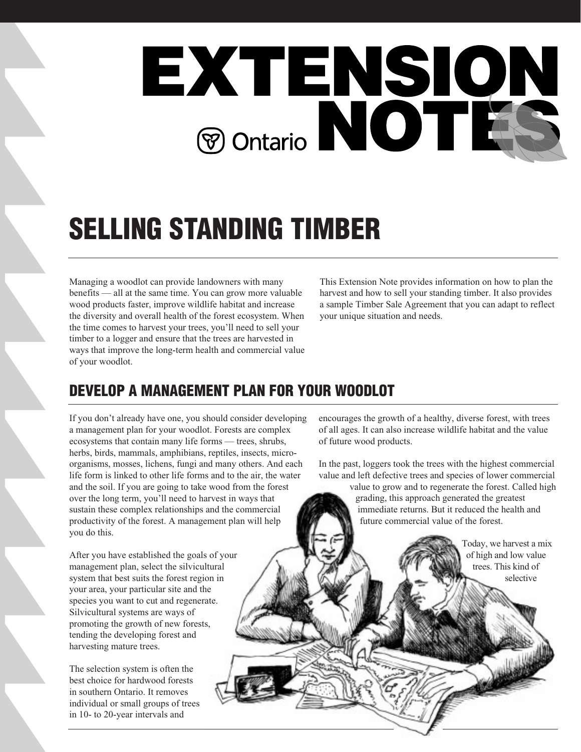# EXTENSION NOTES

Ontario

## SELLING STANDING TIMBER

Managing a woodlot can provide landowners with many benefits — all at the same time. You can grow more valuable wood products faster, improve wildlife habitat and increase the diversity and overall health of the forest ecosystem. When the time comes to harvest your trees, you'll need to sell your timber to a logger and ensure that the trees are harvested in ways that improve the long-term health and commercial value of your woodlot.

This Extension Note provides information on how to plan the harvest and how to sell your standing timber. It also provides a sample Timber Sale Agreement that you can adapt to reflect your unique situation and needs.

### DEVELOP A MANAGEMENT PLAN FOR YOUR WOODLOT

If you don't already have one, you should consider developing a management plan for your woodlot. Forests are complex ecosystems that contain many life forms — trees, shrubs, herbs, birds, mammals, amphibians, reptiles, insects, micro-organisms, mosses, lichens, fungi and many others. And each life form is linked to other life forms and to the air, the water and the soil. If you are going to take wood from the forest over the long term, you'll need to harvest in ways that sustain these complex relationships and the commercial productivity of the forest. A management plan will help you do this.

After you have established the goals of your management plan, select the silvicultural system that best suits the forest region in your area, your particular site and the species you want to cut and regenerate. Silvicultural systems are ways of promoting the growth of new forests, tending the developing forest and harvesting mature trees.

The selection system is often the best choice for hardwood forests in southern Ontario. It removes individual or small groups of trees in 10- to 20-year intervals and encourages the growth of a healthy, diverse forest, with trees of all ages. It can also increase wildlife habitat and the value of future wood products.

In the past, loggers took the trees with the highest commercial value and left defective trees and species of lower commercial value to grow and to regenerate the forest. Called high grading, this approach generated the greatest immediate returns. But it reduced the health and future commercial value of the forest.

Today, we harvest a mix of high and low value trees. This kind of selective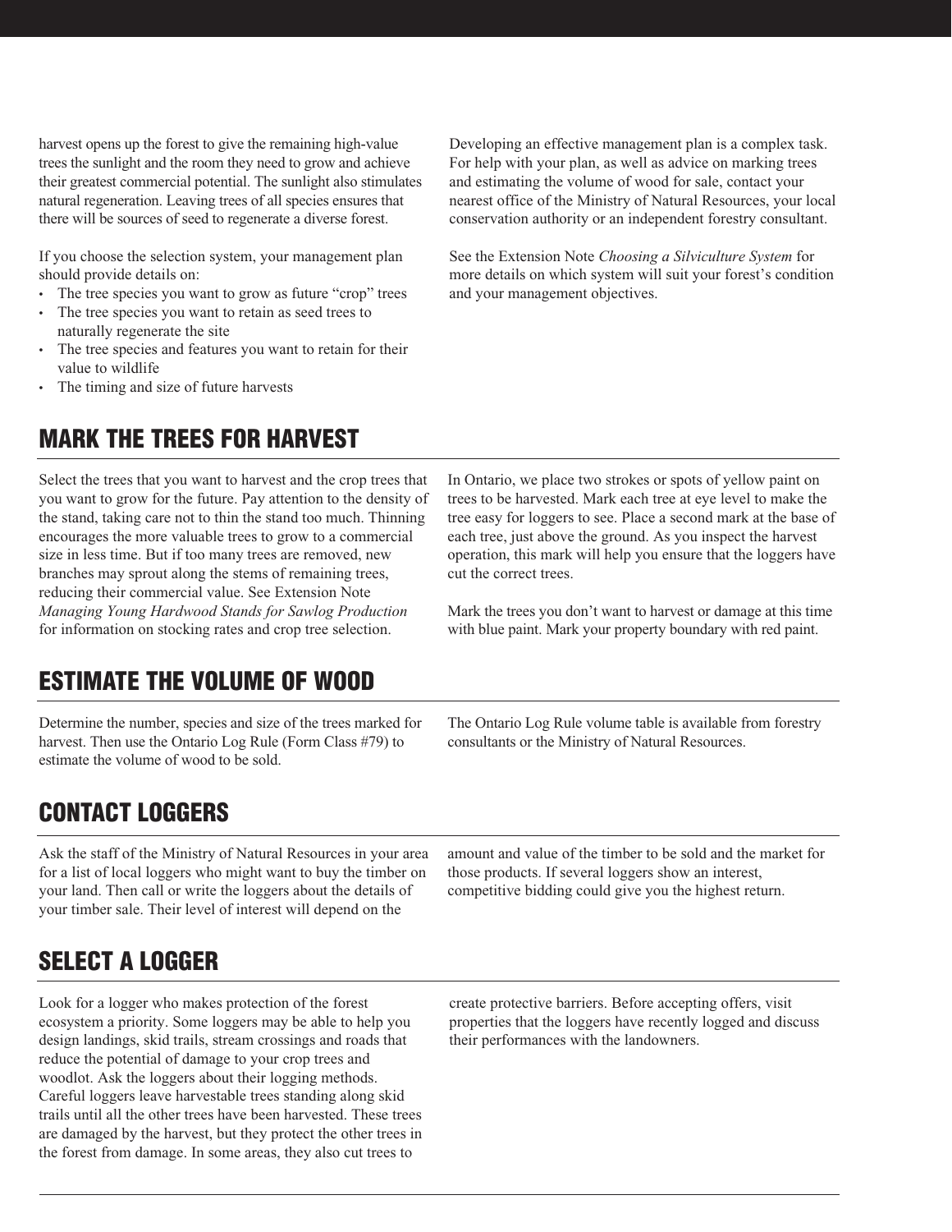harvest opens up the forest to give the remaining high-value trees the sunlight and the room they need to grow and achieve their greatest commercial potential. The sunlight also stimulates natural regeneration. Leaving trees of all species ensures that there will be sources of seed to regenerate a diverse forest.

If you choose the selection system, your management plan should provide details on:

- The tree species you want to grow as future “crop” trees
- The tree species you want to retain as seed trees to naturally regenerate the site
- The tree species and features you want to retain for their value to wildlife
- The timing and size of future harvests

Developing an effective management plan is a complex task. For help with your plan, as well as advice on marking trees and estimating the volume of wood for sale, contact your nearest office of the Ministry of Natural Resources, your local conservation authority or an independent forestry consultant.

See the Extension Note *Choosing a Silviculture System* for more details on which system will suit your forest’s condition and your management objectives.

## MARK THE TREES FOR HARVEST

Select the trees that you want to harvest and the crop trees that you want to grow for the future. Pay attention to the density of the stand, taking care not to thin the stand too much. Thinning encourages the more valuable trees to grow to a commercial size in less time. But if too many trees are removed, new branches may sprout along the stems of remaining trees, reducing their commercial value. See Extension Note *Managing Young Hardwood Stands for Sawlog Production* for information on stocking rates and crop tree selection.

In Ontario, we place two strokes or spots of yellow paint on trees to be harvested. Mark each tree at eye level to make the tree easy for loggers to see. Place a second mark at the base of each tree, just above the ground. As you inspect the harvest operation, this mark will help you ensure that the loggers have cut the correct trees.

Mark the trees you don’t want to harvest or damage at this time with blue paint. Mark your property boundary with red paint.

## ESTIMATE THE VOLUME OF WOOD

Determine the number, species and size of the trees marked for harvest. Then use the Ontario Log Rule (Form Class #79) to estimate the volume of wood to be sold.

The Ontario Log Rule volume table is available from forestry consultants or the Ministry of Natural Resources.

## CONTACT LOGGERS

Ask the staff of the Ministry of Natural Resources in your area for a list of local loggers who might want to buy the timber on your land. Then call or write the loggers about the details of your timber sale. Their level of interest will depend on the amount and value of the timber to be sold and the market for those products. If several loggers show an interest, competitive bidding could give you the highest return.

## SELECT A LOGGER

Look for a logger who makes protection of the forest ecosystem a priority. Some loggers may be able to help you design landings, skid trails, stream crossings and roads that reduce the potential of damage to your crop trees and woodlot. Ask the loggers about their logging methods. Careful loggers leave harvestable trees standing along skid trails until all the other trees have been harvested. These trees are damaged by the harvest, but they protect the other trees in the forest from damage. In some areas, they also cut trees to create protective barriers. Before accepting offers, visit properties that the loggers have recently logged and discuss their performances with the landowners.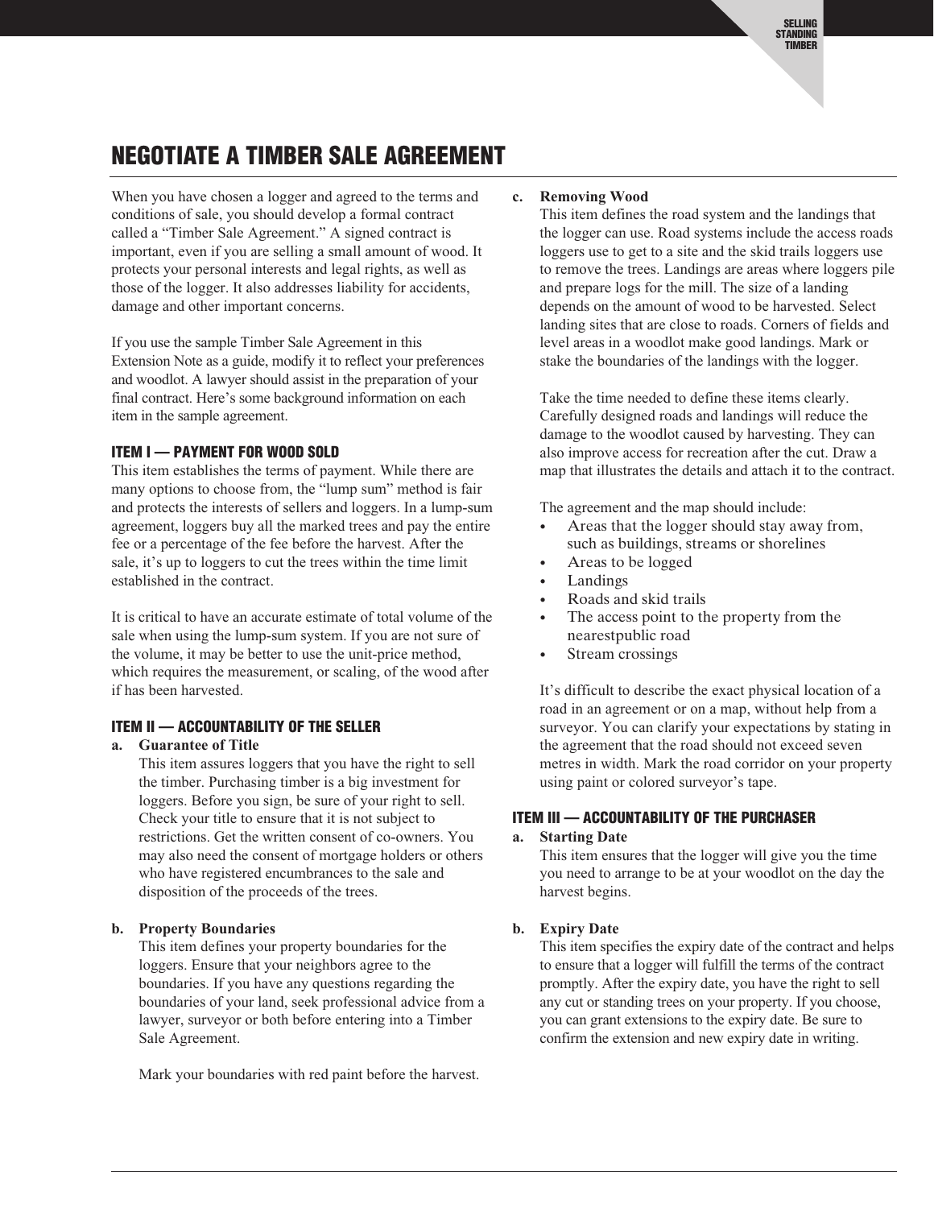# NEGOTIATE A TIMBER SALE AGREEMENT

When you have chosen a logger and agreed to the terms and conditions of sale, you should develop a formal contract called a "Timber Sale Agreement." A signed contract is important, even if you are selling a small amount of wood. It protects your personal interests and legal rights, as well as those of the logger. It also addresses liability for accidents, damage and other important concerns.

If you use the sample Timber Sale Agreement in this Extension Note as a guide, modify it to reflect your preferences and woodlot. A lawyer should assist in the preparation of your final contract. Here's some background information on each item in the sample agreement.

### ITEM I — PAYMENT FOR WOOD SOLD

This item establishes the terms of payment. While there are many options to choose from, the "lump sum" method is fair and protects the interests of sellers and loggers. In a lump-sum agreement, loggers buy all the marked trees and pay the entire fee or a percentage of the fee before the harvest. After the sale, it's up to loggers to cut the trees within the time limit established in the contract.

It is critical to have an accurate estimate of total volume of the sale when using the lump-sum system. If you are not sure of the volume, it may be better to use the unit-price method, which requires the measurement, or scaling, of the wood after if has been harvested.

### ITEM II — ACCOUNTABILITY OF THE SELLER

**a. Guarantee of Title**

This item assures loggers that you have the right to sell the timber. Purchasing timber is a big investment for loggers. Before you sign, be sure of your right to sell. Check your title to ensure that it is not subject to restrictions. Get the written consent of co-owners. You may also need the consent of mortgage holders or others who have registered encumbrances to the sale and disposition of the proceeds of the trees.

**b. Property Boundaries**

This item defines your property boundaries for the loggers. Ensure that your neighbors agree to the boundaries. If you have any questions regarding the boundaries of your land, seek professional advice from a lawyer, surveyor or both before entering into a Timber Sale Agreement.

Mark your boundaries with red paint before the harvest.

**c. Removing Wood**

This item defines the road system and the landings that the logger can use. Road systems include the access roads loggers use to get to a site and the skid trails loggers use to remove the trees. Landings are areas where loggers pile and prepare logs for the mill. The size of a landing depends on the amount of wood to be harvested. Select landing sites that are close to roads. Corners of fields and level areas in a woodlot make good landings. Mark or stake the boundaries of the landings with the logger.

Take the time needed to define these items clearly. Carefully designed roads and landings will reduce the damage to the woodlot caused by harvesting. They can also improve access for recreation after the cut. Draw a map that illustrates the details and attach it to the contract.

The agreement and the map should include:

- Areas that the logger should stay away from, such as buildings, streams or shorelines
- Areas to be logged
- Landings
- Roads and skid trails
- The access point to the property from the nearestpublic road
- Stream crossings

It's difficult to describe the exact physical location of a road in an agreement or on a map, without help from a surveyor. You can clarify your expectations by stating in the agreement that the road should not exceed seven metres in width. Mark the road corridor on your property using paint or colored surveyor's tape.

### ITEM III — ACCOUNTABILITY OF THE PURCHASER

**a. Starting Date**

This item ensures that the logger will give you the time you need to arrange to be at your woodlot on the day the harvest begins.

**b. Expiry Date**

This item specifies the expiry date of the contract and helps to ensure that a logger will fulfill the terms of the contract promptly. After the expiry date, you have the right to sell any cut or standing trees on your property. If you choose, you can grant extensions to the expiry date. Be sure to confirm the extension and new expiry date in writing.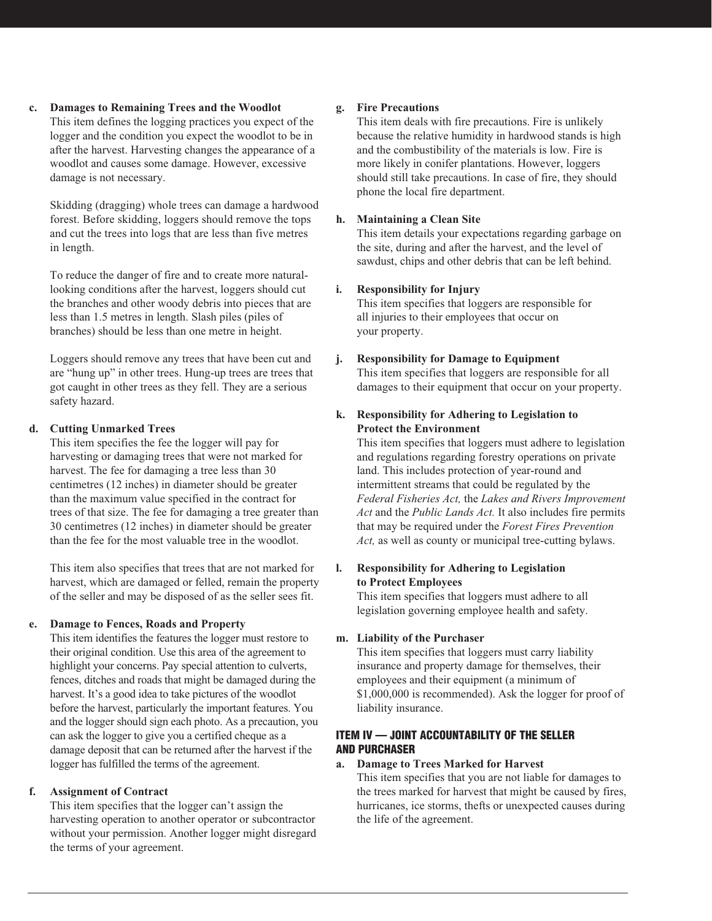**c. Damages to Remaining Trees and the Woodlot**
This item defines the logging practices you expect of the logger and the condition you expect the woodlot to be in after the harvest. Harvesting changes the appearance of a woodlot and causes some damage. However, excessive damage is not necessary.

Skidding (dragging) whole trees can damage a hardwood forest. Before skidding, loggers should remove the tops and cut the trees into logs that are less than five metres in length.

To reduce the danger of fire and to create more natural-looking conditions after the harvest, loggers should cut the branches and other woody debris into pieces that are less than 1.5 metres in length. Slash piles (piles of branches) should be less than one metre in height.

Loggers should remove any trees that have been cut and are "hung up" in other trees. Hung-up trees are trees that got caught in other trees as they fell. They are a serious safety hazard.

**d. Cutting Unmarked Trees**
This item specifies the fee the logger will pay for harvesting or damaging trees that were not marked for harvest. The fee for damaging a tree less than 30 centimetres (12 inches) in diameter should be greater than the maximum value specified in the contract for trees of that size. The fee for damaging a tree greater than 30 centimetres (12 inches) in diameter should be greater than the fee for the most valuable tree in the woodlot.

This item also specifies that trees that are not marked for harvest, which are damaged or felled, remain the property of the seller and may be disposed of as the seller sees fit.

**e. Damage to Fences, Roads and Property**
This item identifies the features the logger must restore to their original condition. Use this area of the agreement to highlight your concerns. Pay special attention to culverts, fences, ditches and roads that might be damaged during the harvest. It's a good idea to take pictures of the woodlot before the harvest, particularly the important features. You and the logger should sign each photo. As a precaution, you can ask the logger to give you a certified cheque as a damage deposit that can be returned after the harvest if the logger has fulfilled the terms of the agreement.

**f. Assignment of Contract**
This item specifies that the logger can't assign the harvesting operation to another operator or subcontractor without your permission. Another logger might disregard the terms of your agreement.

**g. Fire Precautions**
This item deals with fire precautions. Fire is unlikely because the relative humidity in hardwood stands is high and the combustibility of the materials is low. Fire is more likely in conifer plantations. However, loggers should still take precautions. In case of fire, they should phone the local fire department.

**h. Maintaining a Clean Site**
This item details your expectations regarding garbage on the site, during and after the harvest, and the level of sawdust, chips and other debris that can be left behind.

**i. Responsibility for Injury**
This item specifies that loggers are responsible for all injuries to their employees that occur on your property.

**j. Responsibility for Damage to Equipment**
This item specifies that loggers are responsible for all damages to their equipment that occur on your property.

**k. Responsibility for Adhering to Legislation to Protect the Environment**
This item specifies that loggers must adhere to legislation and regulations regarding forestry operations on private land. This includes protection of year-round and intermittent streams that could be regulated by the *Federal Fisheries Act,* the *Lakes and Rivers Improvement Act* and the *Public Lands Act.* It also includes fire permits that may be required under the *Forest Fires Prevention Act,* as well as county or municipal tree-cutting bylaws.

**l. Responsibility for Adhering to Legislation to Protect Employees**
This item specifies that loggers must adhere to all legislation governing employee health and safety.

**m. Liability of the Purchaser**
This item specifies that loggers must carry liability insurance and property damage for themselves, their employees and their equipment (a minimum of $1,000,000 is recommended). Ask the logger for proof of liability insurance.

## ITEM IV — JOINT ACCOUNTABILITY OF THE SELLER AND PURCHASER

**a. Damage to Trees Marked for Harvest**
This item specifies that you are not liable for damages to the trees marked for harvest that might be caused by fires, hurricanes, ice storms, thefts or unexpected causes during the life of the agreement.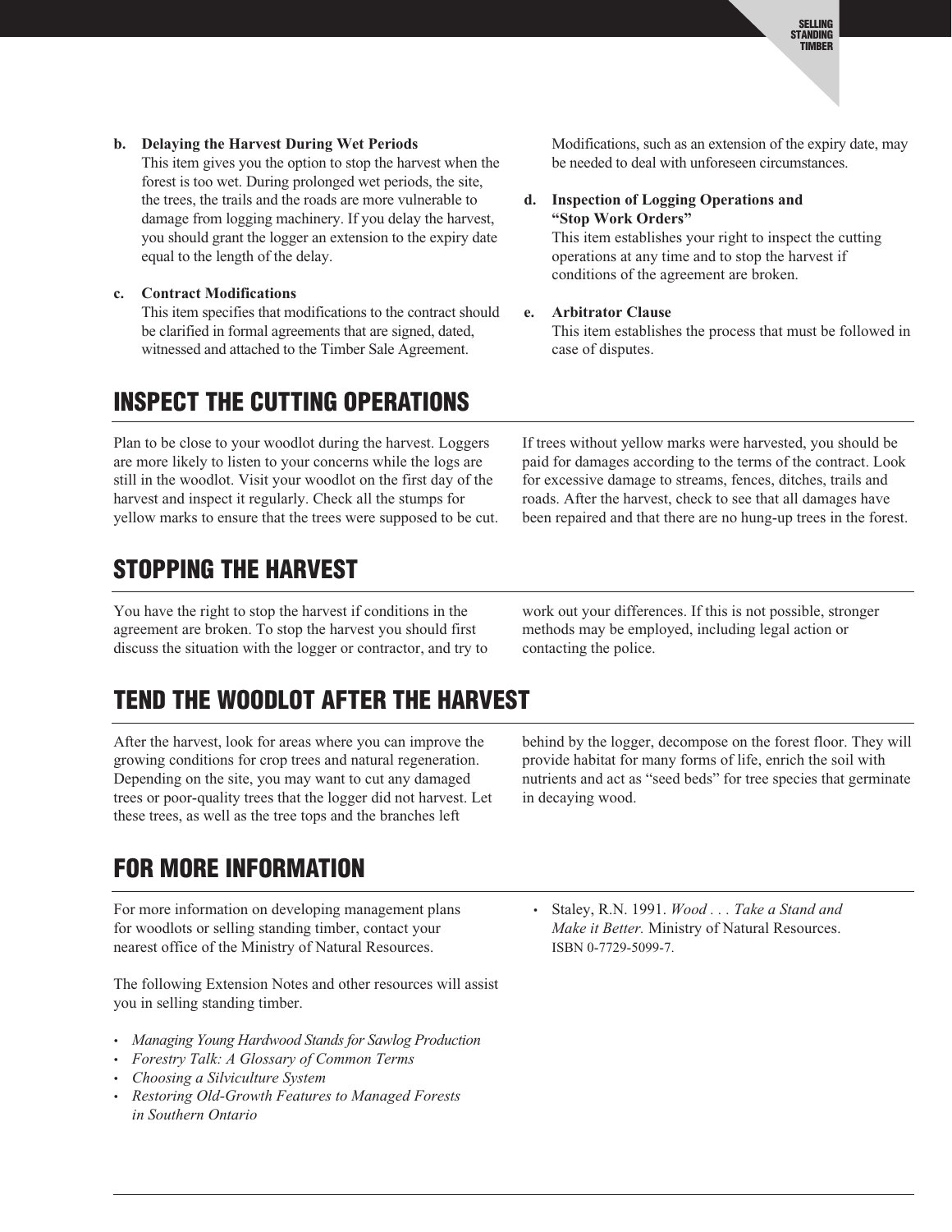b. **Delaying the Harvest During Wet Periods**
   This item gives you the option to stop the harvest when the forest is too wet. During prolonged wet periods, the site, the trees, the trails and the roads are more vulnerable to damage from logging machinery. If you delay the harvest, you should grant the logger an extension to the expiry date equal to the length of the delay.

c. **Contract Modifications**
   This item specifies that modifications to the contract should be clarified in formal agreements that are signed, dated, witnessed and attached to the Timber Sale Agreement. Modifications, such as an extension of the expiry date, may be needed to deal with unforeseen circumstances.

d. **Inspection of Logging Operations and "Stop Work Orders"**
   This item establishes your right to inspect the cutting operations at any time and to stop the harvest if conditions of the agreement are broken.

e. **Arbitrator Clause**
   This item establishes the process that must be followed in case of disputes.

## INSPECT THE CUTTING OPERATIONS

Plan to be close to your woodlot during the harvest. Loggers are more likely to listen to your concerns while the logs are still in the woodlot. Visit your woodlot on the first day of the harvest and inspect it regularly. Check all the stumps for yellow marks to ensure that the trees were supposed to be cut. If trees without yellow marks were harvested, you should be paid for damages according to the terms of the contract. Look for excessive damage to streams, fences, ditches, trails and roads. After the harvest, check to see that all damages have been repaired and that there are no hung-up trees in the forest.

## STOPPING THE HARVEST

You have the right to stop the harvest if conditions in the agreement are broken. To stop the harvest you should first discuss the situation with the logger or contractor, and try to work out your differences. If this is not possible, stronger methods may be employed, including legal action or contacting the police.

## TEND THE WOODLOT AFTER THE HARVEST

After the harvest, look for areas where you can improve the growing conditions for crop trees and natural regeneration. Depending on the site, you may want to cut any damaged trees or poor-quality trees that the logger did not harvest. Let these trees, as well as the tree tops and the branches left behind by the logger, decompose on the forest floor. They will provide habitat for many forms of life, enrich the soil with nutrients and act as "seed beds" for tree species that germinate in decaying wood.

## FOR MORE INFORMATION

For more information on developing management plans for woodlots or selling standing timber, contact your nearest office of the Ministry of Natural Resources.

The following Extension Notes and other resources will assist you in selling standing timber.

- *Managing Young Hardwood Stands for Sawlog Production*
- *Forestry Talk: A Glossary of Common Terms*
- *Choosing a Silviculture System*
- *Restoring Old-Growth Features to Managed Forests in Southern Ontario*
- Staley, R.N. 1991. *Wood . . . Take a Stand and Make it Better.* Ministry of Natural Resources. ISBN 0-7729-5099-7.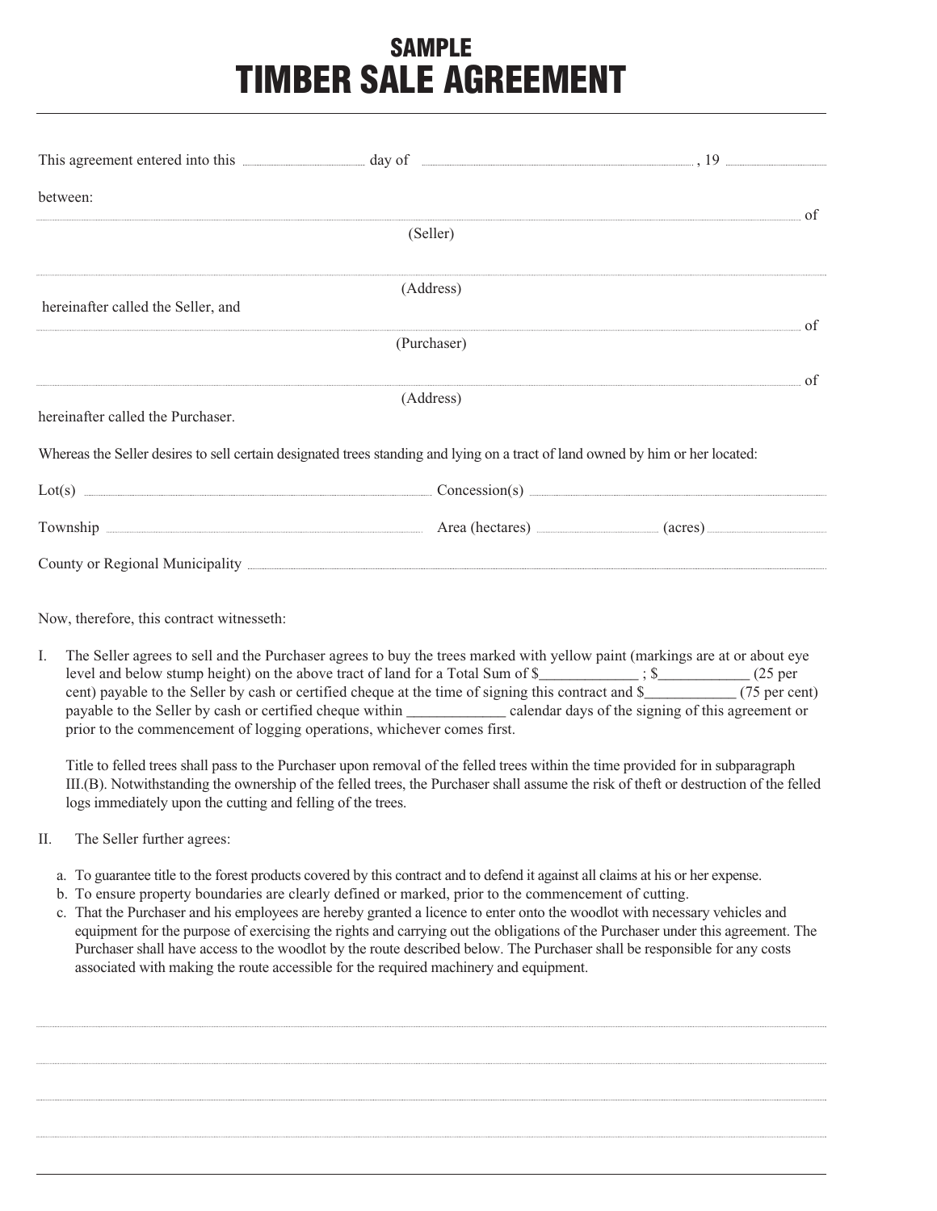# SAMPLE
# TIMBER SALE AGREEMENT

This agreement entered into this .................... day of ........................................, 19 ..........

between:

.......................................................................................................................... of
(Seller)

..........................................................................................................................
(Address)

hereinafter called the Seller, and

.......................................................................................................................... of
(Purchaser)

.......................................................................................................................... of
(Address)

hereinafter called the Purchaser.

Whereas the Seller desires to sell certain designated trees standing and lying on a tract of land owned by him or her located:

Lot(s) .................................................... Concession(s) ....................................................

Township .................................................... Area (hectares) .................... (acres) ....................

County or Regional Municipality ....................................................

Now, therefore, this contract witnesseth:

I. The Seller agrees to sell and the Purchaser agrees to buy the trees marked with yellow paint (markings are at or about eye level and below stump height) on the above tract of land for a Total Sum of $_____________ ; $____________ (25 per cent) payable to the Seller by cash or certified cheque at the time of signing this contract and $____________ (75 per cent) payable to the Seller by cash or certified cheque within _____________ calendar days of the signing of this agreement or prior to the commencement of logging operations, whichever comes first.

   Title to felled trees shall pass to the Purchaser upon removal of the felled trees within the time provided for in subparagraph III.(B). Notwithstanding the ownership of the felled trees, the Purchaser shall assume the risk of theft or destruction of the felled logs immediately upon the cutting and felling of the trees.

II. The Seller further agrees:

   a. To guarantee title to the forest products covered by this contract and to defend it against all claims at his or her expense.
   b. To ensure property boundaries are clearly defined or marked, prior to the commencement of cutting.
   c. That the Purchaser and his employees are hereby granted a licence to enter onto the woodlot with necessary vehicles and equipment for the purpose of exercising the rights and carrying out the obligations of the Purchaser under this agreement. The Purchaser shall have access to the woodlot by the route described below. The Purchaser shall be responsible for any costs associated with making the route accessible for the required machinery and equipment.

..........................................................................................................................

..........................................................................................................................

..........................................................................................................................

..........................................................................................................................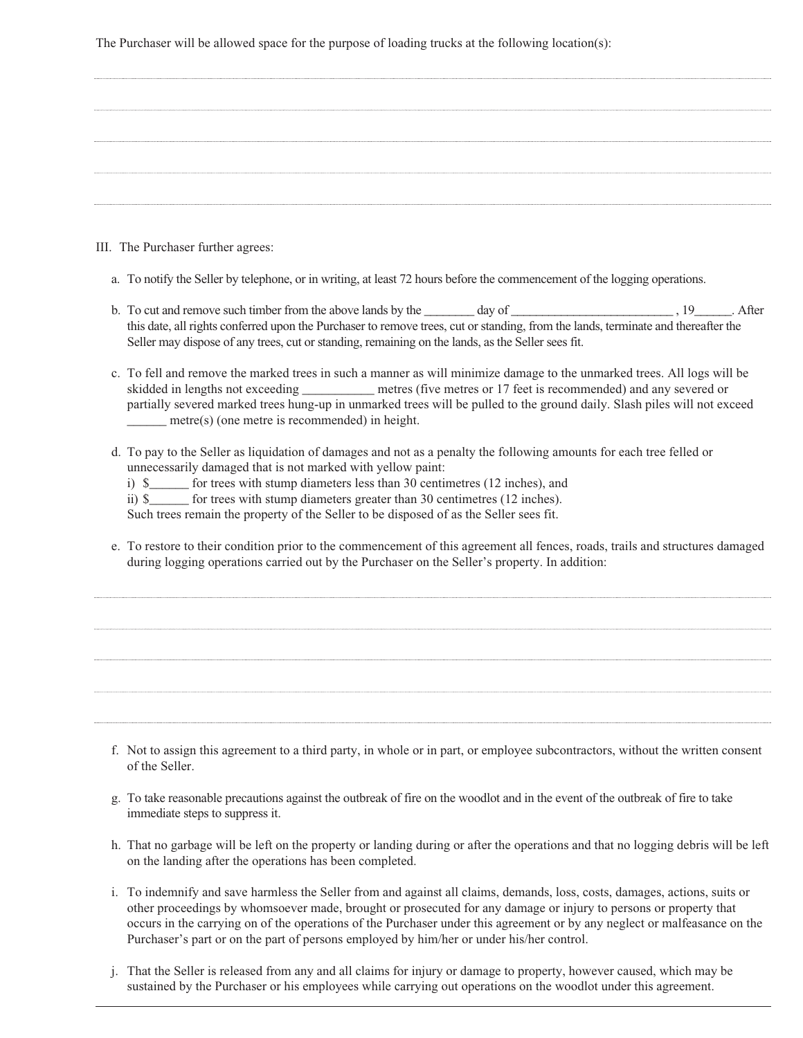The Purchaser will be allowed space for the purpose of loading trucks at the following location(s):

..............................................................................................................................................................

..............................................................................................................................................................

..............................................................................................................................................................

..............................................................................................................................................................

..............................................................................................................................................................

III. The Purchaser further agrees:

a. To notify the Seller by telephone, or in writing, at least 72 hours before the commencement of the logging operations.

b. To cut and remove such timber from the above lands by the ________ day of __________________________ , 19______. After this date, all rights conferred upon the Purchaser to remove trees, cut or standing, from the lands, terminate and thereafter the Seller may dispose of any trees, cut or standing, remaining on the lands, as the Seller sees fit.

c. To fell and remove the marked trees in such a manner as will minimize damage to the unmarked trees. All logs will be skidded in lengths not exceeding ___________ metres (five metres or 17 feet is recommended) and any severed or partially severed marked trees hung-up in unmarked trees will be pulled to the ground daily. Slash piles will not exceed ______ metre(s) (one metre is recommended) in height.

d. To pay to the Seller as liquidation of damages and not as a penalty the following amounts for each tree felled or unnecessarily damaged that is not marked with yellow paint:
   i) $______ for trees with stump diameters less than 30 centimetres (12 inches), and
   ii) $______ for trees with stump diameters greater than 30 centimetres (12 inches).
   Such trees remain the property of the Seller to be disposed of as the Seller sees fit.

e. To restore to their condition prior to the commencement of this agreement all fences, roads, trails and structures damaged during logging operations carried out by the Purchaser on the Seller's property. In addition:

..............................................................................................................................................................

..............................................................................................................................................................

..............................................................................................................................................................

..............................................................................................................................................................

..............................................................................................................................................................

f. Not to assign this agreement to a third party, in whole or in part, or employee subcontractors, without the written consent of the Seller.

g. To take reasonable precautions against the outbreak of fire on the woodlot and in the event of the outbreak of fire to take immediate steps to suppress it.

h. That no garbage will be left on the property or landing during or after the operations and that no logging debris will be left on the landing after the operations has been completed.

i. To indemnify and save harmless the Seller from and against all claims, demands, loss, costs, damages, actions, suits or other proceedings by whomsoever made, brought or prosecuted for any damage or injury to persons or property that occurs in the carrying on of the operations of the Purchaser under this agreement or by any neglect or malfeasance on the Purchaser's part or on the part of persons employed by him/her or under his/her control.

j. That the Seller is released from any and all claims for injury or damage to property, however caused, which may be sustained by the Purchaser or his employees while carrying out operations on the woodlot under this agreement.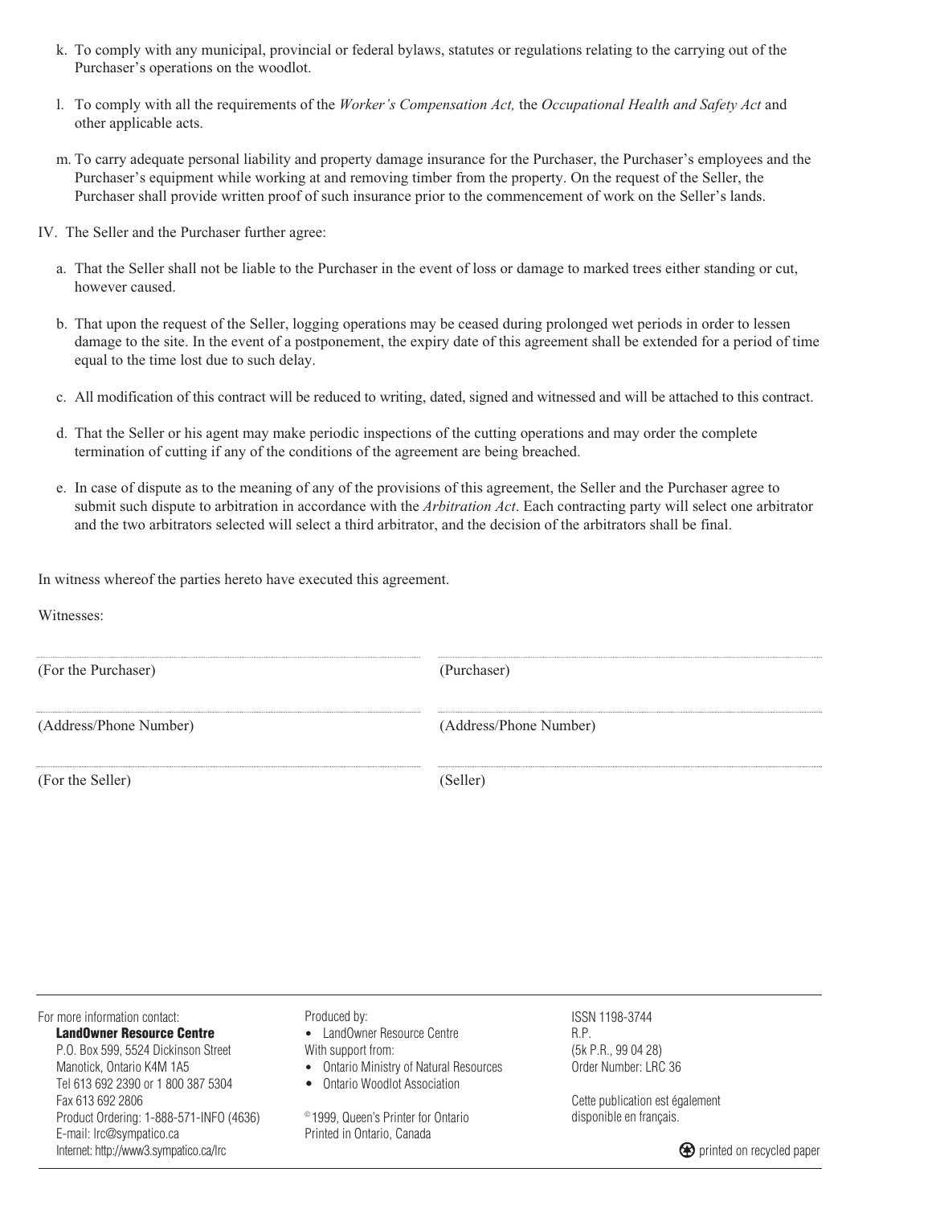k. To comply with any municipal, provincial or federal bylaws, statutes or regulations relating to the carrying out of the Purchaser's operations on the woodlot.

l. To comply with all the requirements of the *Worker's Compensation Act,* the *Occupational Health and Safety Act* and other applicable acts.

m. To carry adequate personal liability and property damage insurance for the Purchaser, the Purchaser's employees and the Purchaser's equipment while working at and removing timber from the property. On the request of the Seller, the Purchaser shall provide written proof of such insurance prior to the commencement of work on the Seller's lands.

IV. The Seller and the Purchaser further agree:

a. That the Seller shall not be liable to the Purchaser in the event of loss or damage to marked trees either standing or cut, however caused.

b. That upon the request of the Seller, logging operations may be ceased during prolonged wet periods in order to lessen damage to the site. In the event of a postponement, the expiry date of this agreement shall be extended for a period of time equal to the time lost due to such delay.

c. All modification of this contract will be reduced to writing, dated, signed and witnessed and will be attached to this contract.

d. That the Seller or his agent may make periodic inspections of the cutting operations and may order the complete termination of cutting if any of the conditions of the agreement are being breached.

e. In case of dispute as to the meaning of any of the provisions of this agreement, the Seller and the Purchaser agree to submit such dispute to arbitration in accordance with the *Arbitration Act*. Each contracting party will select one arbitrator and the two arbitrators selected will select a third arbitrator, and the decision of the arbitrators shall be final.

In witness whereof the parties hereto have executed this agreement.

Witnesses:

| | |
|---|---|
| (For the Purchaser) | (Purchaser) |
| (Address/Phone Number) | (Address/Phone Number) |
| (For the Seller) | (Seller) |

For more information contact:
**LandOwner Resource Centre**
P.O. Box 599, 5524 Dickinson Street
Manotick, Ontario K4M 1A5
Tel 613 692 2390 or 1 800 387 5304
Fax 613 692 2806
Product Ordering: 1-888-571-INFO (4636)
E-mail: lrc@sympatico.ca
Internet: http://www3.sympatico.ca/lrc

Produced by:
- LandOwner Resource Centre

With support from:
- Ontario Ministry of Natural Resources
- Ontario Woodlot Association

© 1999, Queen's Printer for Ontario
Printed in Ontario, Canada

ISSN 1198-3744
R.P.
(5k P.R., 99 04 28)
Order Number: LRC 36

Cette publication est également disponible en français.

printed on recycled paper